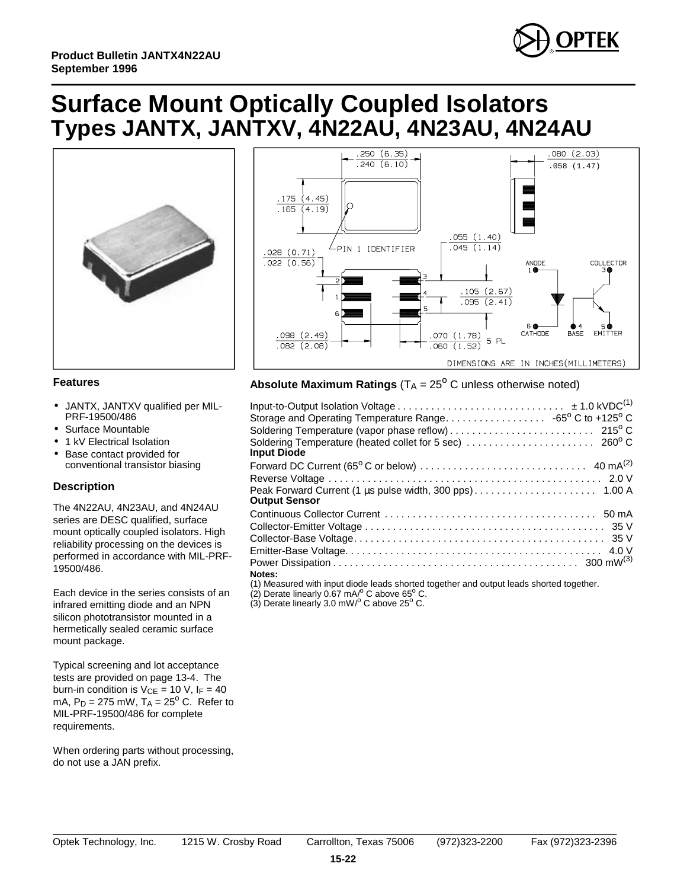Product Bulletin JANTX4N22AU
September 1996

# Surface Mount Optically Coupled Isolators
# Types JANTX, JANTXV, 4N22AU, 4N23AU, 4N24AU

### Features

- JANTX, JANTXV qualified per MIL-PRF-19500/486
- Surface Mountable
- 1 kV Electrical Isolation
- Base contact provided for conventional transistor biasing

### Description

The 4N22AU, 4N23AU, and 4N24AU series are DESC qualified, surface mount optically coupled isolators. High reliability processing on the devices is performed in accordance with MIL-PRF-19500/486.

Each device in the series consists of an infrared emitting diode and an NPN silicon phototransistor mounted in a hermetically sealed ceramic surface mount package.

Typical screening and lot acceptance tests are provided on page 13-4. The burn-in condition is $V_{CE}$ = 10 V, $I_F$ = 40 mA, $P_D$ = 275 mW, $T_A$ = 25° C. Refer to MIL-PRF-19500/486 for complete requirements.

When ordering parts without processing, do not use a JAN prefix.

### Absolute Maximum Ratings ($T_A$ = 25° C unless otherwise noted)

Input-to-Output Isolation Voltage . . . . . ± 1.0 kVDC(1)
Storage and Operating Temperature Range . . . . . -65° C to +125° C
Soldering Temperature (vapor phase reflow) . . . . . 215° C
Soldering Temperature (heated collet for 5 sec) . . . . . 260° C

**Input Diode**

Forward DC Current (65° C or below) . . . . . 40 mA(2)
Reverse Voltage . . . . . 2.0 V
Peak Forward Current (1 µs pulse width, 300 pps) . . . . . 1.00 A

**Output Sensor**

Continuous Collector Current . . . . . 50 mA
Collector-Emitter Voltage . . . . . 35 V
Collector-Base Voltage . . . . . 35 V
Emitter-Base Voltage . . . . . 4.0 V
Power Dissipation . . . . . 300 mW(3)

**Notes:**

(1) Measured with input diode leads shorted together and output leads shorted together.
(2) Derate linearly 0.67 mA/° C above 65° C.
(3) Derate linearly 3.0 mW/° C above 25° C.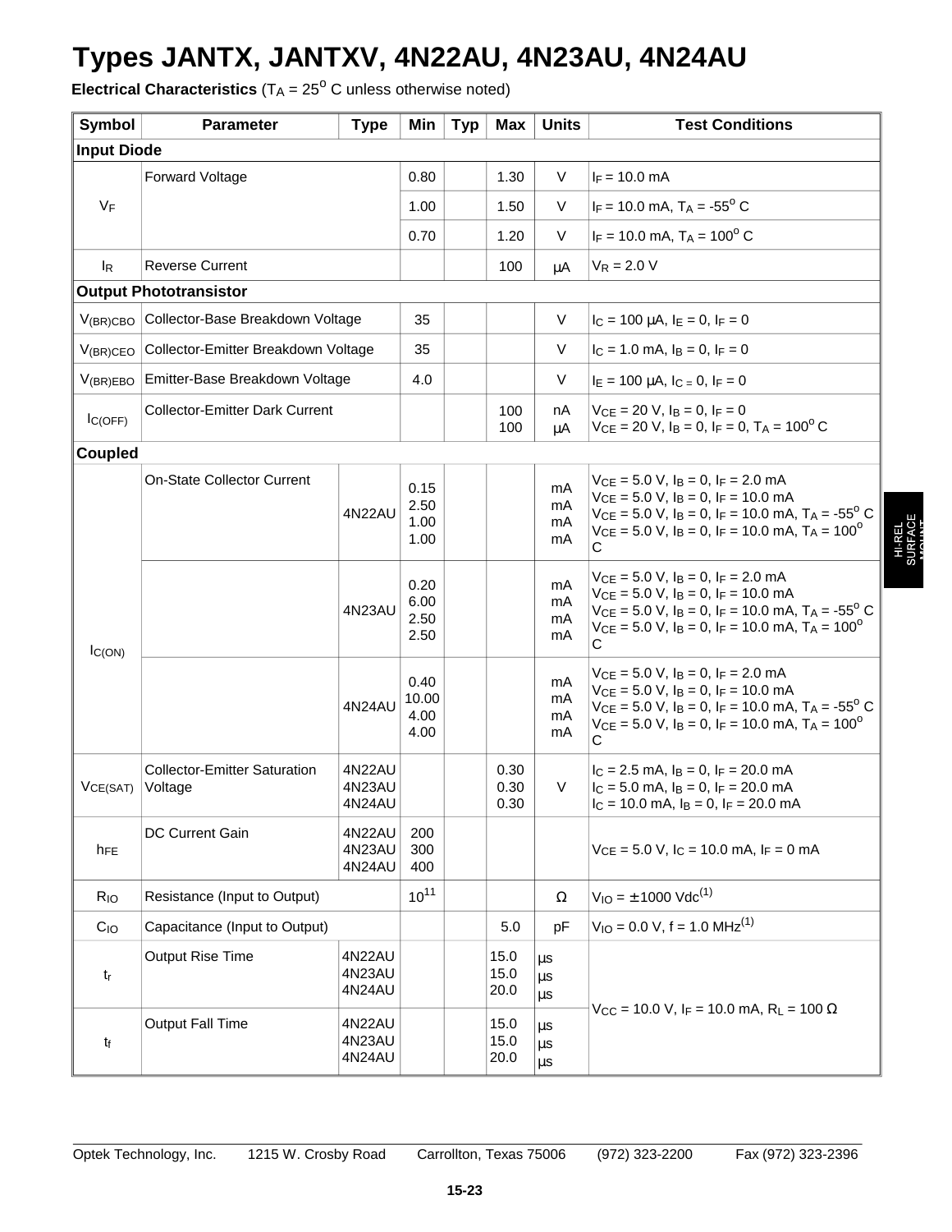# Types JANTX, JANTXV, 4N22AU, 4N23AU, 4N24AU

**Electrical Characteristics** ($T_A$ = 25$^o$ C unless otherwise noted)

| Symbol | Parameter | Type | Min | Typ | Max | Units | Test Conditions |
|---|---|---|---|---|---|---|---|
| **Input Diode** | | | | | | | |
| $V_F$ | Forward Voltage | | 0.80 | | 1.30 | V | $I_F$ = 10.0 mA |
| | | | 1.00 | | 1.50 | V | $I_F$ = 10.0 mA, $T_A$ = -55$^o$ C |
| | | | 0.70 | | 1.20 | V | $I_F$ = 10.0 mA, $T_A$ = 100$^o$ C |
| $I_R$ | Reverse Current | | | | 100 | μA | $V_R$ = 2.0 V |
| **Output Phototransistor** | | | | | | | |
| $V_{(BR)CBO}$ | Collector-Base Breakdown Voltage | | 35 | | | V | $I_C$ = 100 μA, $I_E$ = 0, $I_F$ = 0 |
| $V_{(BR)CEO}$ | Collector-Emitter Breakdown Voltage | | 35 | | | V | $I_C$ = 1.0 mA, $I_B$ = 0, $I_F$ = 0 |
| $V_{(BR)EBO}$ | Emitter-Base Breakdown Voltage | | 4.0 | | | V | $I_E$ = 100 μA, $I_C$ = 0, $I_F$ = 0 |
| $I_{C(OFF)}$ | Collector-Emitter Dark Current | | | | 100<br>100 | nA<br>μA | $V_{CE}$ = 20 V, $I_B$ = 0, $I_F$ = 0<br>$V_{CE}$ = 20 V, $I_B$ = 0, $I_F$ = 0, $T_A$ = 100$^o$ C |
| **Coupled** | | | | | | | |
| $I_{C(ON)}$ | On-State Collector Current | 4N22AU | 0.15<br>2.50<br>1.00<br>1.00 | | | mA<br>mA<br>mA<br>mA | $V_{CE}$ = 5.0 V, $I_B$ = 0, $I_F$ = 2.0 mA<br>$V_{CE}$ = 5.0 V, $I_B$ = 0, $I_F$ = 10.0 mA<br>$V_{CE}$ = 5.0 V, $I_B$ = 0, $I_F$ = 10.0 mA, $T_A$ = -55$^o$ C<br>$V_{CE}$ = 5.0 V, $I_B$ = 0, $I_F$ = 10.0 mA, $T_A$ = 100$^o$ C |
| | | 4N23AU | 0.20<br>6.00<br>2.50<br>2.50 | | | mA<br>mA<br>mA<br>mA | $V_{CE}$ = 5.0 V, $I_B$ = 0, $I_F$ = 2.0 mA<br>$V_{CE}$ = 5.0 V, $I_B$ = 0, $I_F$ = 10.0 mA<br>$V_{CE}$ = 5.0 V, $I_B$ = 0, $I_F$ = 10.0 mA, $T_A$ = -55$^o$ C<br>$V_{CE}$ = 5.0 V, $I_B$ = 0, $I_F$ = 10.0 mA, $T_A$ = 100$^o$ C |
| | | 4N24AU | 0.40<br>10.00<br>4.00<br>4.00 | | | mA<br>mA<br>mA<br>mA | $V_{CE}$ = 5.0 V, $I_B$ = 0, $I_F$ = 2.0 mA<br>$V_{CE}$ = 5.0 V, $I_B$ = 0, $I_F$ = 10.0 mA<br>$V_{CE}$ = 5.0 V, $I_B$ = 0, $I_F$ = 10.0 mA, $T_A$ = -55$^o$ C<br>$V_{CE}$ = 5.0 V, $I_B$ = 0, $I_F$ = 10.0 mA, $T_A$ = 100$^o$ C |
| $V_{CE(SAT)}$ | Collector-Emitter Saturation Voltage | 4N22AU<br>4N23AU<br>4N24AU | | | 0.30<br>0.30<br>0.30 | V | $I_C$ = 2.5 mA, $I_B$ = 0, $I_F$ = 20.0 mA<br>$I_C$ = 5.0 mA, $I_B$ = 0, $I_F$ = 20.0 mA<br>$I_C$ = 10.0 mA, $I_B$ = 0, $I_F$ = 20.0 mA |
| $h_{FE}$ | DC Current Gain | 4N22AU<br>4N23AU<br>4N24AU | 200<br>300<br>400 | | | | $V_{CE}$ = 5.0 V, $I_C$ = 10.0 mA, $I_F$ = 0 mA |
| $R_{IO}$ | Resistance (Input to Output) | | $10^{11}$ | | | Ω | $V_{IO}$ = ±1000 Vdc[(1)] |
| $C_{IO}$ | Capacitance (Input to Output) | | | | 5.0 | pF | $V_{IO}$ = 0.0 V, f = 1.0 MHz[(1)] |
| $t_r$ | Output Rise Time | 4N22AU<br>4N23AU<br>4N24AU | | | 15.0<br>15.0<br>20.0 | μs<br>μs<br>μs | $V_{CC}$ = 10.0 V, $I_F$ = 10.0 mA, $R_L$ = 100 Ω |
| $t_f$ | Output Fall Time | 4N22AU<br>4N23AU<br>4N24AU | | | 15.0<br>15.0<br>20.0 | μs<br>μs<br>μs | $V_{CC}$ = 10.0 V, $I_F$ = 10.0 mA, $R_L$ = 100 Ω |

HI-REL SURFACE MOUNT

Optek Technology, Inc. 1215 W. Crosby Road Carrollton, Texas 75006 (972) 323-2200 Fax (972) 323-2396